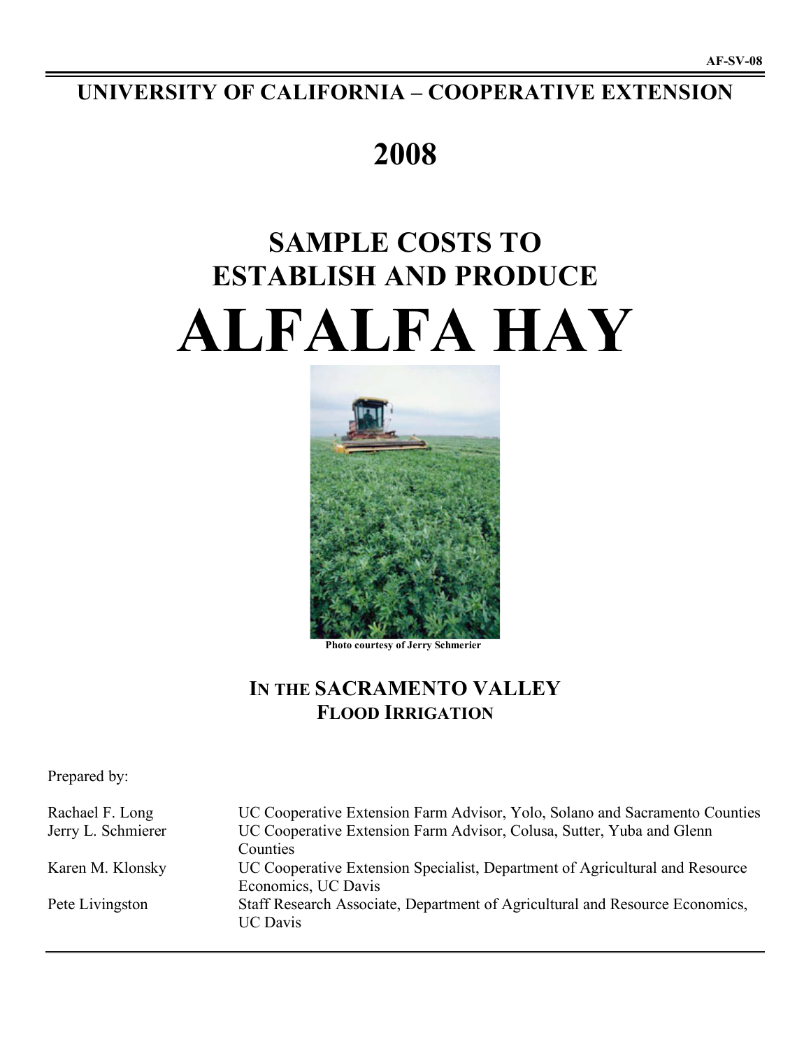AF-SV-08

# UNIVERSITY OF CALIFORNIA – COOPERATIVE EXTENSION

# 2008

# SAMPLE COSTS TO ESTABLISH AND PRODUCE

# ALFALFA HAY

Photo courtesy of Jerry Schmerier

## IN THE SACRAMENTO VALLEY FLOOD IRRIGATION

Prepared by:

| | |
|---|---|
| Rachael F. Long | UC Cooperative Extension Farm Advisor, Yolo, Solano and Sacramento Counties |
| Jerry L. Schmierer | UC Cooperative Extension Farm Advisor, Colusa, Sutter, Yuba and Glenn Counties |
| Karen M. Klonsky | UC Cooperative Extension Specialist, Department of Agricultural and Resource Economics, UC Davis |
| Pete Livingston | Staff Research Associate, Department of Agricultural and Resource Economics, UC Davis |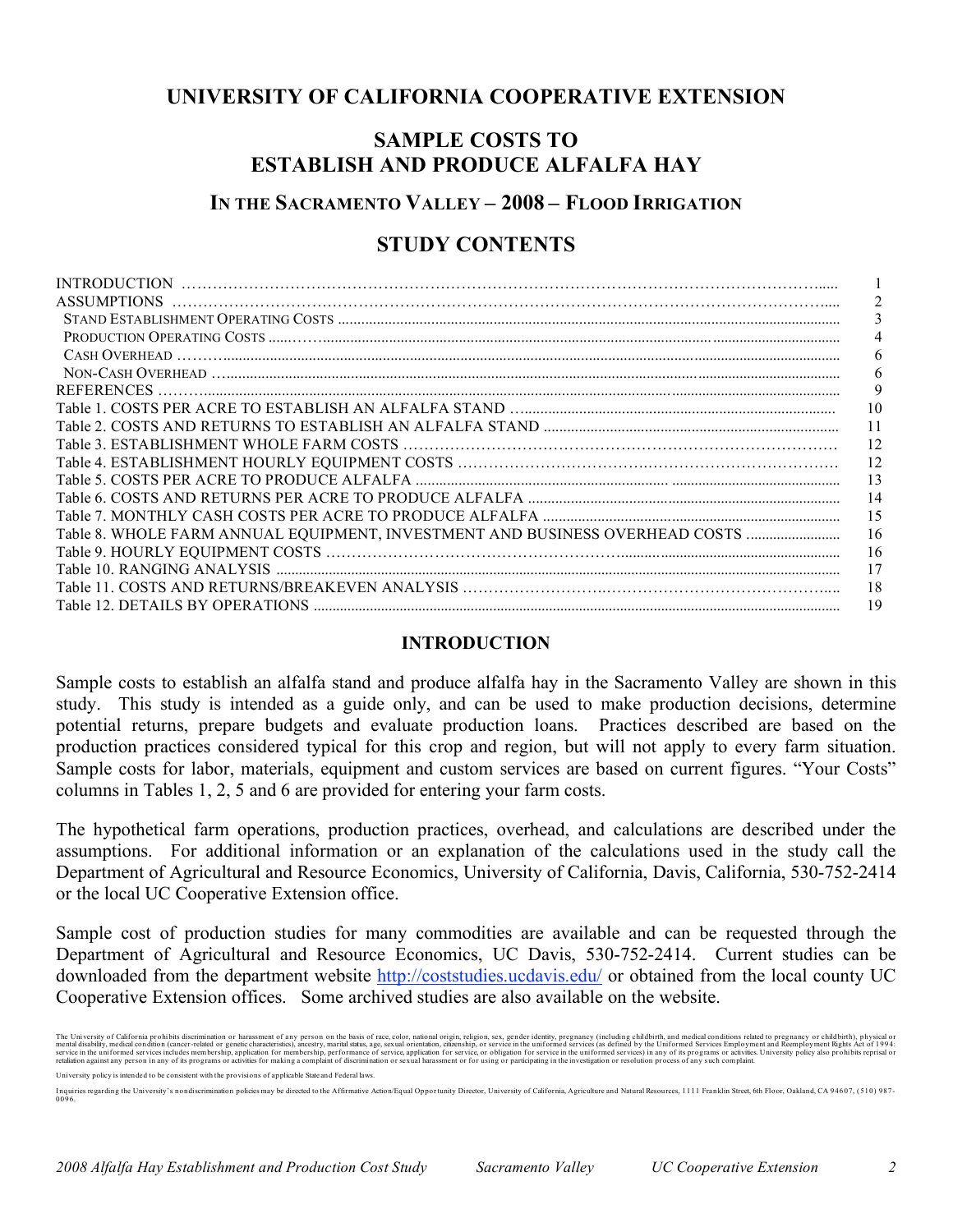## UNIVERSITY OF CALIFORNIA COOPERATIVE EXTENSION

# SAMPLE COSTS TO ESTABLISH AND PRODUCE ALFALFA HAY

### IN THE SACRAMENTO VALLEY – 2008 – FLOOD IRRIGATION

## STUDY CONTENTS

| | |
|---|---|
| INTRODUCTION | 1 |
| ASSUMPTIONS | 2 |
| STAND ESTABLISHMENT OPERATING COSTS | 3 |
| PRODUCTION OPERATING COSTS | 4 |
| CASH OVERHEAD | 6 |
| NON-CASH OVERHEAD | 6 |
| REFERENCES | 9 |
| Table 1. COSTS PER ACRE TO ESTABLISH AN ALFALFA STAND | 10 |
| Table 2. COSTS AND RETURNS TO ESTABLISH AN ALFALFA STAND | 11 |
| Table 3. ESTABLISHMENT WHOLE FARM COSTS | 12 |
| Table 4. ESTABLISHMENT HOURLY EQUIPMENT COSTS | 12 |
| Table 5. COSTS PER ACRE TO PRODUCE ALFALFA | 13 |
| Table 6. COSTS AND RETURNS PER ACRE TO PRODUCE ALFALFA | 14 |
| Table 7. MONTHLY CASH COSTS PER ACRE TO PRODUCE ALFALFA | 15 |
| Table 8. WHOLE FARM ANNUAL EQUIPMENT, INVESTMENT AND BUSINESS OVERHEAD COSTS | 16 |
| Table 9. HOURLY EQUIPMENT COSTS | 16 |
| Table 10. RANGING ANALYSIS | 17 |
| Table 11. COSTS AND RETURNS/BREAKEVEN ANALYSIS | 18 |
| Table 12. DETAILS BY OPERATIONS | 19 |

## INTRODUCTION

Sample costs to establish an alfalfa stand and produce alfalfa hay in the Sacramento Valley are shown in this study. This study is intended as a guide only, and can be used to make production decisions, determine potential returns, prepare budgets and evaluate production loans. Practices described are based on the production practices considered typical for this crop and region, but will not apply to every farm situation. Sample costs for labor, materials, equipment and custom services are based on current figures. "Your Costs" columns in Tables 1, 2, 5 and 6 are provided for entering your farm costs.

The hypothetical farm operations, production practices, overhead, and calculations are described under the assumptions. For additional information or an explanation of the calculations used in the study call the Department of Agricultural and Resource Economics, University of California, Davis, California, 530-752-2414 or the local UC Cooperative Extension office.

Sample cost of production studies for many commodities are available and can be requested through the Department of Agricultural and Resource Economics, UC Davis, 530-752-2414. Current studies can be downloaded from the department website http://coststudies.ucdavis.edu/ or obtained from the local county UC Cooperative Extension offices. Some archived studies are also available on the website.

The University of California prohibits discrimination or harassment of any person on the basis of race, color, national origin, religion, sex, gender identity, pregnancy (including childbirth, and medical conditions related to pregnancy or childbirth), physical or mental disability, medical condition (cancer-related or genetic characteristics), ancestry, marital status, age, sexual orientation, citizenship, or service in the uniformed services (as defined by the Uniformed Services Employment and Reemployment Rights Act of 1994: service in the uniformed services includes membership, application for membership, performance of service, application for service, or obligation for service in the uniformed services) in any of its programs or activities. University policy also prohibits reprisal or retaliation against any person in any of its programs or activities for making a complaint of discrimination or sexual harassment or for using or participating in the investigation or resolution process of any such complaint.

University policy is intended to be consistent with the provisions of applicable State and Federal laws.

Inquiries regarding the University's nondiscrimination policies may be directed to the Affirmative Action/Equal Opportunity Director, University of California, Agriculture and Natural Resources, 1111 Franklin Street, 6th Floor, Oakland, CA 94607, (510) 987-0096.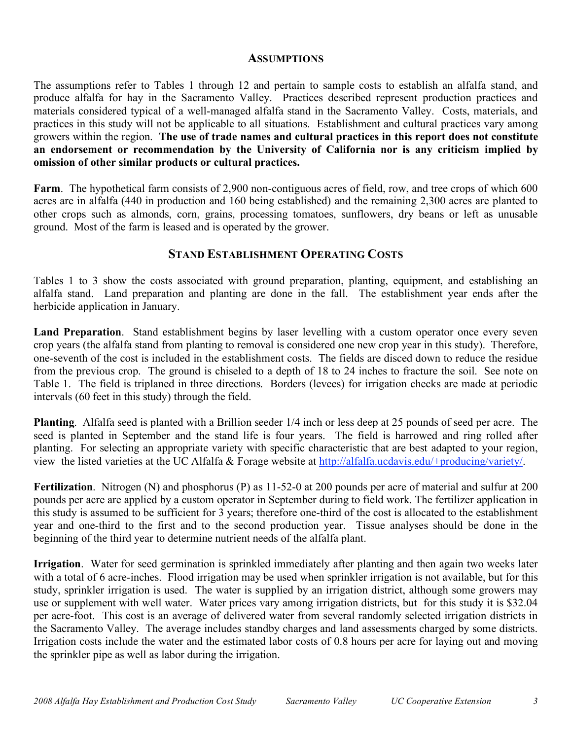## ASSUMPTIONS

The assumptions refer to Tables 1 through 12 and pertain to sample costs to establish an alfalfa stand, and produce alfalfa for hay in the Sacramento Valley. Practices described represent production practices and materials considered typical of a well-managed alfalfa stand in the Sacramento Valley. Costs, materials, and practices in this study will not be applicable to all situations. Establishment and cultural practices vary among growers within the region. **The use of trade names and cultural practices in this report does not constitute an endorsement or recommendation by the University of California nor is any criticism implied by omission of other similar products or cultural practices.**

**Farm**. The hypothetical farm consists of 2,900 non-contiguous acres of field, row, and tree crops of which 600 acres are in alfalfa (440 in production and 160 being established) and the remaining 2,300 acres are planted to other crops such as almonds, corn, grains, processing tomatoes, sunflowers, dry beans or left as unusable ground. Most of the farm is leased and is operated by the grower.

## STAND ESTABLISHMENT OPERATING COSTS

Tables 1 to 3 show the costs associated with ground preparation, planting, equipment, and establishing an alfalfa stand. Land preparation and planting are done in the fall. The establishment year ends after the herbicide application in January.

**Land Preparation**. Stand establishment begins by laser levelling with a custom operator once every seven crop years (the alfalfa stand from planting to removal is considered one new crop year in this study). Therefore, one-seventh of the cost is included in the establishment costs. The fields are disced down to reduce the residue from the previous crop. The ground is chiseled to a depth of 18 to 24 inches to fracture the soil. See note on Table 1. The field is triplaned in three directions. Borders (levees) for irrigation checks are made at periodic intervals (60 feet in this study) through the field.

**Planting**. Alfalfa seed is planted with a Brillion seeder 1/4 inch or less deep at 25 pounds of seed per acre. The seed is planted in September and the stand life is four years. The field is harrowed and ring rolled after planting. For selecting an appropriate variety with specific characteristic that are best adapted to your region, view the listed varieties at the UC Alfalfa & Forage website at [http://alfalfa.ucdavis.edu/+producing/variety/](http://alfalfa.ucdavis.edu/+producing/variety/).

**Fertilization**. Nitrogen (N) and phosphorus (P) as 11-52-0 at 200 pounds per acre of material and sulfur at 200 pounds per acre are applied by a custom operator in September during to field work. The fertilizer application in this study is assumed to be sufficient for 3 years; therefore one-third of the cost is allocated to the establishment year and one-third to the first and to the second production year. Tissue analyses should be done in the beginning of the third year to determine nutrient needs of the alfalfa plant.

**Irrigation**. Water for seed germination is sprinkled immediately after planting and then again two weeks later with a total of 6 acre-inches. Flood irrigation may be used when sprinkler irrigation is not available, but for this study, sprinkler irrigation is used. The water is supplied by an irrigation district, although some growers may use or supplement with well water. Water prices vary among irrigation districts, but for this study it is $32.04 per acre-foot. This cost is an average of delivered water from several randomly selected irrigation districts in the Sacramento Valley. The average includes standby charges and land assessments charged by some districts. Irrigation costs include the water and the estimated labor costs of 0.8 hours per acre for laying out and moving the sprinkler pipe as well as labor during the irrigation.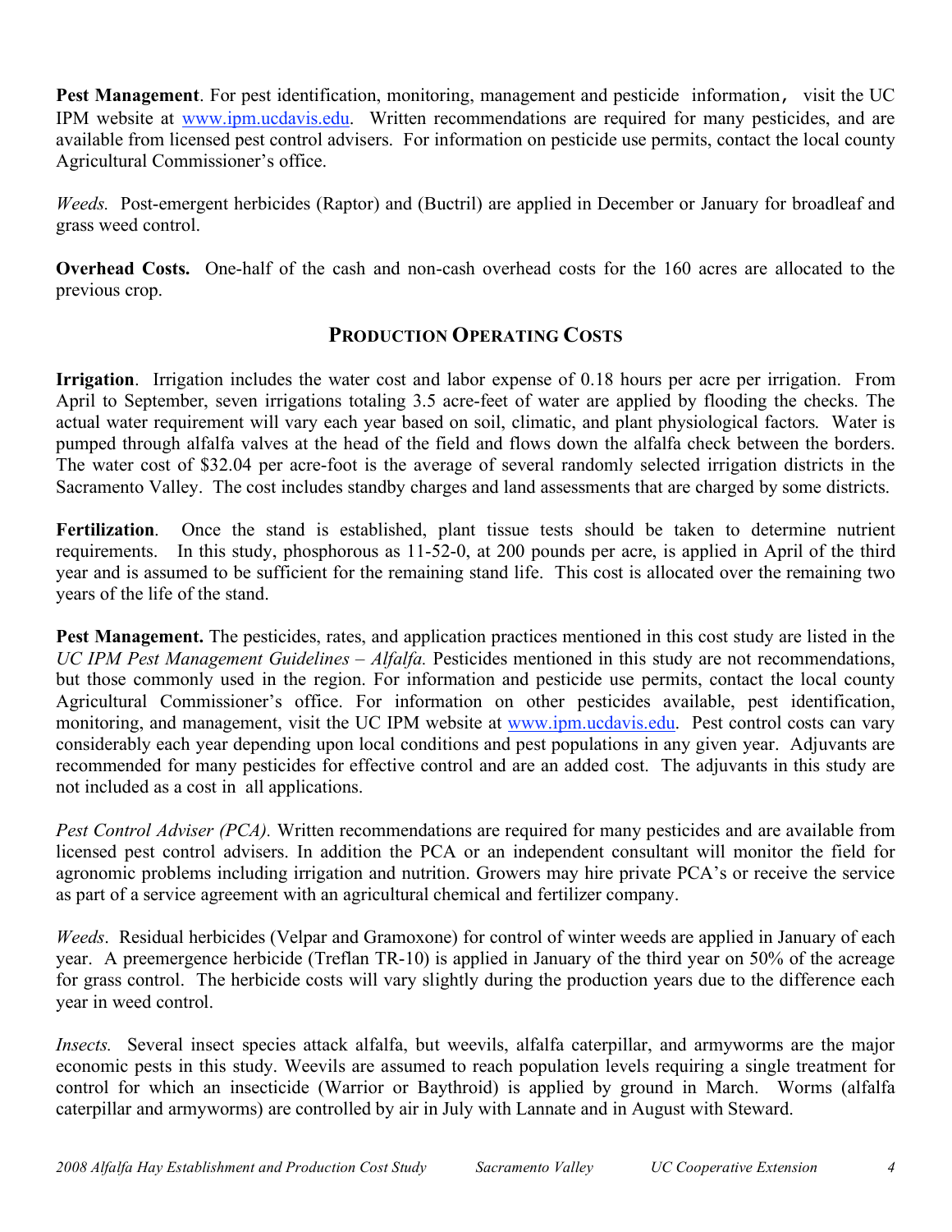**Pest Management**. For pest identification, monitoring, management and pesticide information, visit the UC IPM website at [www.ipm.ucdavis.edu](http://www.ipm.ucdavis.edu). Written recommendations are required for many pesticides, and are available from licensed pest control advisers. For information on pesticide use permits, contact the local county Agricultural Commissioner's office.

*Weeds.* Post-emergent herbicides (Raptor) and (Buctril) are applied in December or January for broadleaf and grass weed control.

**Overhead Costs.** One-half of the cash and non-cash overhead costs for the 160 acres are allocated to the previous crop.

## PRODUCTION OPERATING COSTS

**Irrigation**. Irrigation includes the water cost and labor expense of 0.18 hours per acre per irrigation. From April to September, seven irrigations totaling 3.5 acre-feet of water are applied by flooding the checks. The actual water requirement will vary each year based on soil, climatic, and plant physiological factors. Water is pumped through alfalfa valves at the head of the field and flows down the alfalfa check between the borders. The water cost of $32.04 per acre-foot is the average of several randomly selected irrigation districts in the Sacramento Valley. The cost includes standby charges and land assessments that are charged by some districts.

**Fertilization**. Once the stand is established, plant tissue tests should be taken to determine nutrient requirements. In this study, phosphorous as 11-52-0, at 200 pounds per acre, is applied in April of the third year and is assumed to be sufficient for the remaining stand life. This cost is allocated over the remaining two years of the life of the stand.

**Pest Management.** The pesticides, rates, and application practices mentioned in this cost study are listed in the *UC IPM Pest Management Guidelines – Alfalfa.* Pesticides mentioned in this study are not recommendations, but those commonly used in the region. For information and pesticide use permits, contact the local county Agricultural Commissioner's office. For information on other pesticides available, pest identification, monitoring, and management, visit the UC IPM website at [www.ipm.ucdavis.edu](http://www.ipm.ucdavis.edu). Pest control costs can vary considerably each year depending upon local conditions and pest populations in any given year. Adjuvants are recommended for many pesticides for effective control and are an added cost. The adjuvants in this study are not included as a cost in all applications.

*Pest Control Adviser (PCA).* Written recommendations are required for many pesticides and are available from licensed pest control advisers. In addition the PCA or an independent consultant will monitor the field for agronomic problems including irrigation and nutrition. Growers may hire private PCA's or receive the service as part of a service agreement with an agricultural chemical and fertilizer company.

*Weeds*. Residual herbicides (Velpar and Gramoxone) for control of winter weeds are applied in January of each year. A preemergence herbicide (Treflan TR-10) is applied in January of the third year on 50% of the acreage for grass control. The herbicide costs will vary slightly during the production years due to the difference each year in weed control.

*Insects.* Several insect species attack alfalfa, but weevils, alfalfa caterpillar, and armyworms are the major economic pests in this study. Weevils are assumed to reach population levels requiring a single treatment for control for which an insecticide (Warrior or Baythroid) is applied by ground in March. Worms (alfalfa caterpillar and armyworms) are controlled by air in July with Lannate and in August with Steward.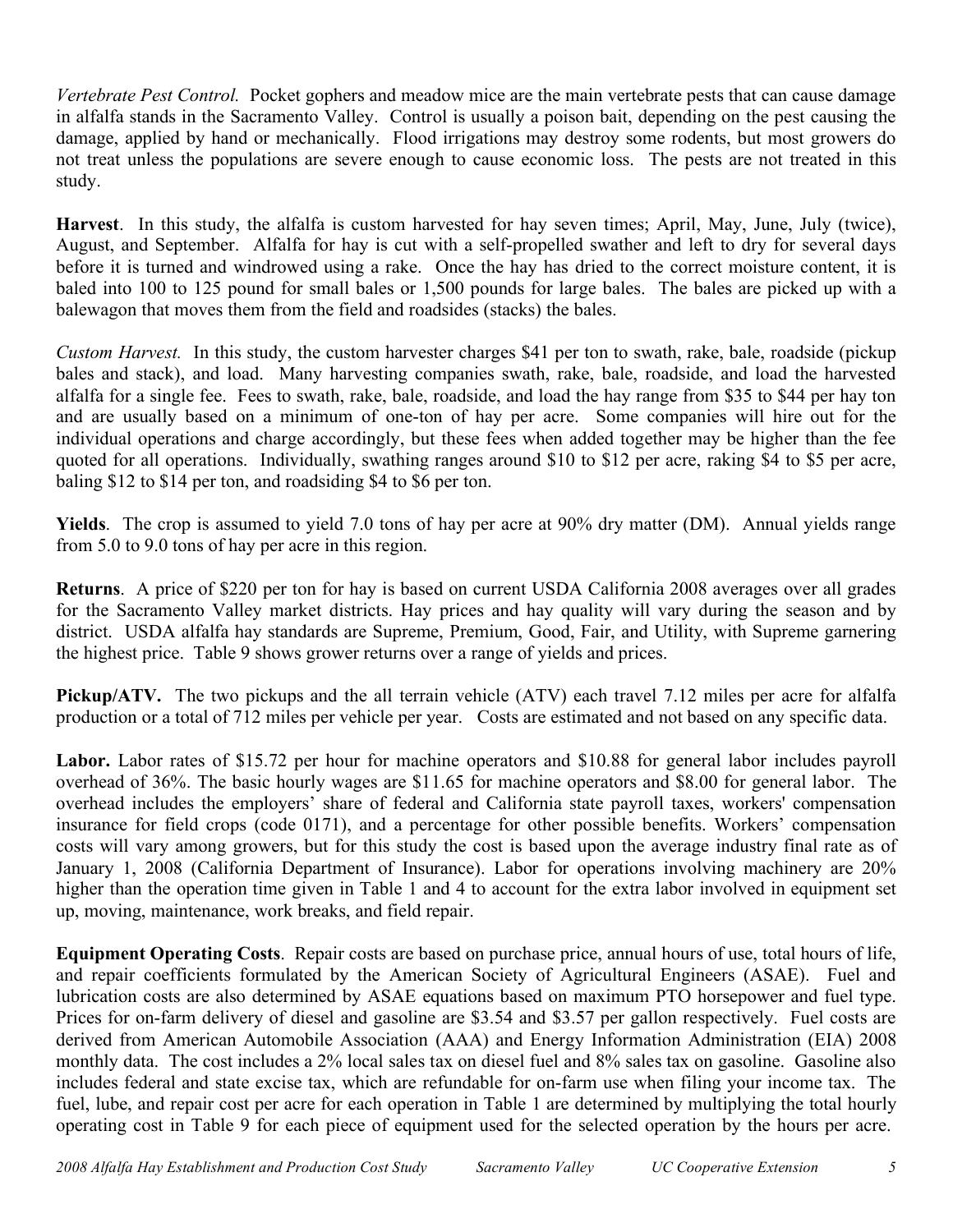*Vertebrate Pest Control.* Pocket gophers and meadow mice are the main vertebrate pests that can cause damage in alfalfa stands in the Sacramento Valley. Control is usually a poison bait, depending on the pest causing the damage, applied by hand or mechanically. Flood irrigations may destroy some rodents, but most growers do not treat unless the populations are severe enough to cause economic loss. The pests are not treated in this study.

**Harvest**. In this study, the alfalfa is custom harvested for hay seven times; April, May, June, July (twice), August, and September. Alfalfa for hay is cut with a self-propelled swather and left to dry for several days before it is turned and windrowed using a rake. Once the hay has dried to the correct moisture content, it is baled into 100 to 125 pound for small bales or 1,500 pounds for large bales. The bales are picked up with a balewagon that moves them from the field and roadsides (stacks) the bales.

*Custom Harvest.* In this study, the custom harvester charges $41 per ton to swath, rake, bale, roadside (pickup bales and stack), and load. Many harvesting companies swath, rake, bale, roadside, and load the harvested alfalfa for a single fee. Fees to swath, rake, bale, roadside, and load the hay range from $35 to $44 per hay ton and are usually based on a minimum of one-ton of hay per acre. Some companies will hire out for the individual operations and charge accordingly, but these fees when added together may be higher than the fee quoted for all operations. Individually, swathing ranges around $10 to $12 per acre, raking $4 to $5 per acre, baling $12 to $14 per ton, and roadsiding $4 to $6 per ton.

**Yields**. The crop is assumed to yield 7.0 tons of hay per acre at 90% dry matter (DM). Annual yields range from 5.0 to 9.0 tons of hay per acre in this region.

**Returns**. A price of $220 per ton for hay is based on current USDA California 2008 averages over all grades for the Sacramento Valley market districts. Hay prices and hay quality will vary during the season and by district. USDA alfalfa hay standards are Supreme, Premium, Good, Fair, and Utility, with Supreme garnering the highest price. Table 9 shows grower returns over a range of yields and prices.

**Pickup/ATV.** The two pickups and the all terrain vehicle (ATV) each travel 7.12 miles per acre for alfalfa production or a total of 712 miles per vehicle per year. Costs are estimated and not based on any specific data.

**Labor.** Labor rates of $15.72 per hour for machine operators and $10.88 for general labor includes payroll overhead of 36%. The basic hourly wages are $11.65 for machine operators and $8.00 for general labor. The overhead includes the employers' share of federal and California state payroll taxes, workers' compensation insurance for field crops (code 0171), and a percentage for other possible benefits. Workers' compensation costs will vary among growers, but for this study the cost is based upon the average industry final rate as of January 1, 2008 (California Department of Insurance). Labor for operations involving machinery are 20% higher than the operation time given in Table 1 and 4 to account for the extra labor involved in equipment set up, moving, maintenance, work breaks, and field repair.

**Equipment Operating Costs**. Repair costs are based on purchase price, annual hours of use, total hours of life, and repair coefficients formulated by the American Society of Agricultural Engineers (ASAE). Fuel and lubrication costs are also determined by ASAE equations based on maximum PTO horsepower and fuel type. Prices for on-farm delivery of diesel and gasoline are $3.54 and $3.57 per gallon respectively. Fuel costs are derived from American Automobile Association (AAA) and Energy Information Administration (EIA) 2008 monthly data. The cost includes a 2% local sales tax on diesel fuel and 8% sales tax on gasoline. Gasoline also includes federal and state excise tax, which are refundable for on-farm use when filing your income tax. The fuel, lube, and repair cost per acre for each operation in Table 1 are determined by multiplying the total hourly operating cost in Table 9 for each piece of equipment used for the selected operation by the hours per acre.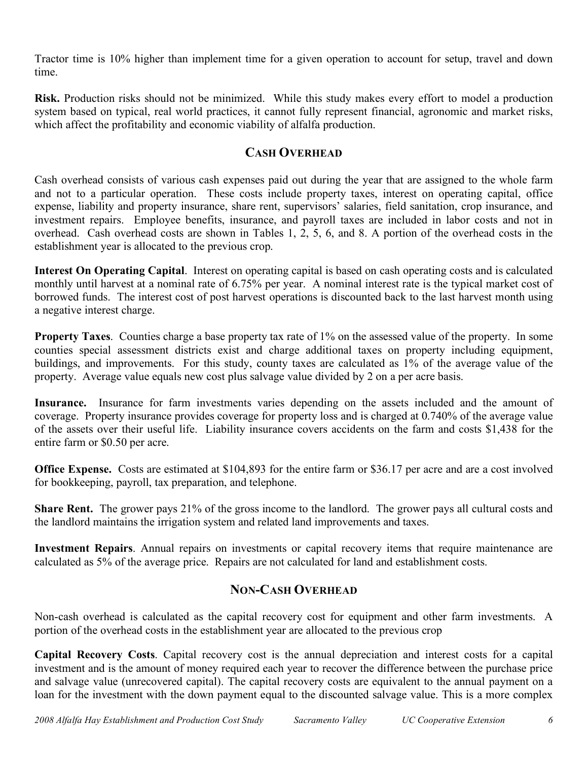Tractor time is 10% higher than implement time for a given operation to account for setup, travel and down time.

**Risk.** Production risks should not be minimized. While this study makes every effort to model a production system based on typical, real world practices, it cannot fully represent financial, agronomic and market risks, which affect the profitability and economic viability of alfalfa production.

## CASH OVERHEAD

Cash overhead consists of various cash expenses paid out during the year that are assigned to the whole farm and not to a particular operation. These costs include property taxes, interest on operating capital, office expense, liability and property insurance, share rent, supervisors' salaries, field sanitation, crop insurance, and investment repairs. Employee benefits, insurance, and payroll taxes are included in labor costs and not in overhead. Cash overhead costs are shown in Tables 1, 2, 5, 6, and 8. A portion of the overhead costs in the establishment year is allocated to the previous crop.

**Interest On Operating Capital**. Interest on operating capital is based on cash operating costs and is calculated monthly until harvest at a nominal rate of 6.75% per year. A nominal interest rate is the typical market cost of borrowed funds. The interest cost of post harvest operations is discounted back to the last harvest month using a negative interest charge.

**Property Taxes**. Counties charge a base property tax rate of 1% on the assessed value of the property. In some counties special assessment districts exist and charge additional taxes on property including equipment, buildings, and improvements. For this study, county taxes are calculated as 1% of the average value of the property. Average value equals new cost plus salvage value divided by 2 on a per acre basis.

**Insurance.** Insurance for farm investments varies depending on the assets included and the amount of coverage. Property insurance provides coverage for property loss and is charged at 0.740% of the average value of the assets over their useful life. Liability insurance covers accidents on the farm and costs $1,438 for the entire farm or $0.50 per acre.

**Office Expense.** Costs are estimated at $104,893 for the entire farm or $36.17 per acre and are a cost involved for bookkeeping, payroll, tax preparation, and telephone.

**Share Rent.** The grower pays 21% of the gross income to the landlord. The grower pays all cultural costs and the landlord maintains the irrigation system and related land improvements and taxes.

**Investment Repairs**. Annual repairs on investments or capital recovery items that require maintenance are calculated as 5% of the average price. Repairs are not calculated for land and establishment costs.

## NON-CASH OVERHEAD

Non-cash overhead is calculated as the capital recovery cost for equipment and other farm investments. A portion of the overhead costs in the establishment year are allocated to the previous crop

**Capital Recovery Costs**. Capital recovery cost is the annual depreciation and interest costs for a capital investment and is the amount of money required each year to recover the difference between the purchase price and salvage value (unrecovered capital). The capital recovery costs are equivalent to the annual payment on a loan for the investment with the down payment equal to the discounted salvage value. This is a more complex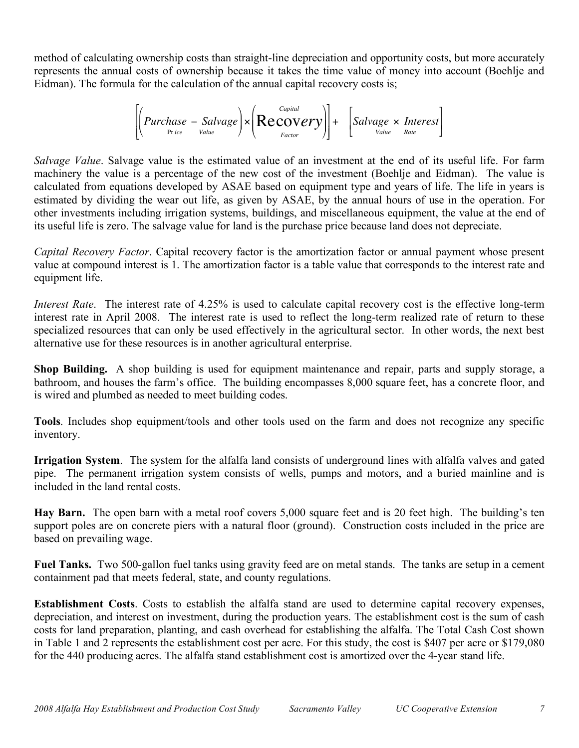method of calculating ownership costs than straight-line depreciation and opportunity costs, but more accurately represents the annual costs of ownership because it takes the time value of money into account (Boehlje and Eidman). The formula for the calculation of the annual capital recovery costs is;

$$\left[\left(\underset{\text{Price}}{Purchase} - \underset{\text{Value}}{Salvage}\right) \times \left(\overset{\text{Capital}}{\underset{\text{Factor}}{\text{Recovery}}}\right)\right] + \left[\underset{\text{Value}}{Salvage} \times \underset{\text{Rate}}{Interest}\right]$$

*Salvage Value*. Salvage value is the estimated value of an investment at the end of its useful life. For farm machinery the value is a percentage of the new cost of the investment (Boehlje and Eidman). The value is calculated from equations developed by ASAE based on equipment type and years of life. The life in years is estimated by dividing the wear out life, as given by ASAE, by the annual hours of use in the operation. For other investments including irrigation systems, buildings, and miscellaneous equipment, the value at the end of its useful life is zero. The salvage value for land is the purchase price because land does not depreciate.

*Capital Recovery Factor*. Capital recovery factor is the amortization factor or annual payment whose present value at compound interest is 1. The amortization factor is a table value that corresponds to the interest rate and equipment life.

*Interest Rate*. The interest rate of 4.25% is used to calculate capital recovery cost is the effective long-term interest rate in April 2008. The interest rate is used to reflect the long-term realized rate of return to these specialized resources that can only be used effectively in the agricultural sector. In other words, the next best alternative use for these resources is in another agricultural enterprise.

**Shop Building.** A shop building is used for equipment maintenance and repair, parts and supply storage, a bathroom, and houses the farm's office. The building encompasses 8,000 square feet, has a concrete floor, and is wired and plumbed as needed to meet building codes.

**Tools**. Includes shop equipment/tools and other tools used on the farm and does not recognize any specific inventory.

**Irrigation System**. The system for the alfalfa land consists of underground lines with alfalfa valves and gated pipe. The permanent irrigation system consists of wells, pumps and motors, and a buried mainline and is included in the land rental costs.

**Hay Barn.** The open barn with a metal roof covers 5,000 square feet and is 20 feet high. The building's ten support poles are on concrete piers with a natural floor (ground). Construction costs included in the price are based on prevailing wage.

**Fuel Tanks.** Two 500-gallon fuel tanks using gravity feed are on metal stands. The tanks are setup in a cement containment pad that meets federal, state, and county regulations.

**Establishment Costs**. Costs to establish the alfalfa stand are used to determine capital recovery expenses, depreciation, and interest on investment, during the production years. The establishment cost is the sum of cash costs for land preparation, planting, and cash overhead for establishing the alfalfa. The Total Cash Cost shown in Table 1 and 2 represents the establishment cost per acre. For this study, the cost is $407 per acre or $179,080 for the 440 producing acres. The alfalfa stand establishment cost is amortized over the 4-year stand life.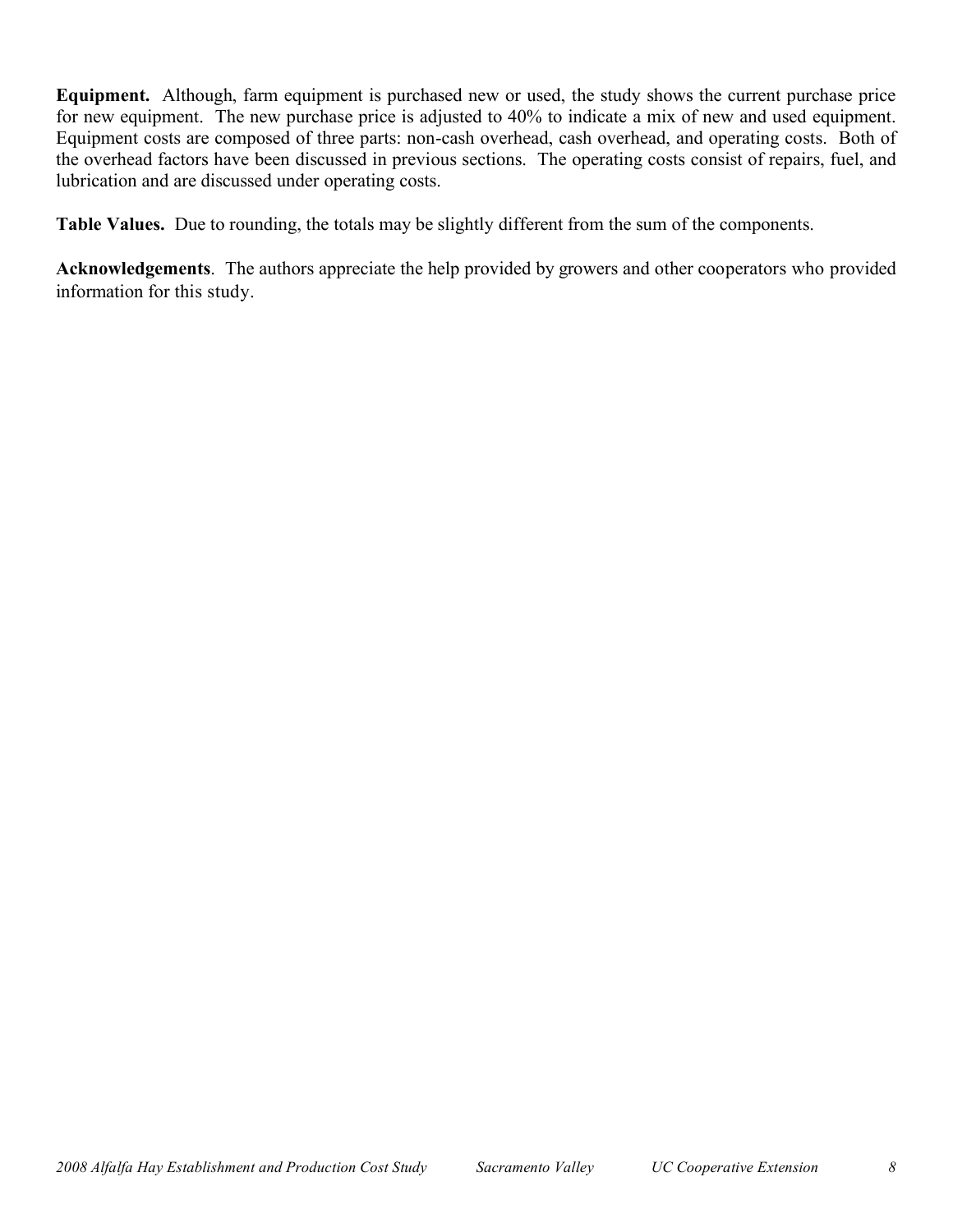**Equipment.** Although, farm equipment is purchased new or used, the study shows the current purchase price for new equipment. The new purchase price is adjusted to 40% to indicate a mix of new and used equipment. Equipment costs are composed of three parts: non-cash overhead, cash overhead, and operating costs. Both of the overhead factors have been discussed in previous sections. The operating costs consist of repairs, fuel, and lubrication and are discussed under operating costs.

**Table Values.** Due to rounding, the totals may be slightly different from the sum of the components.

**Acknowledgements**. The authors appreciate the help provided by growers and other cooperators who provided information for this study.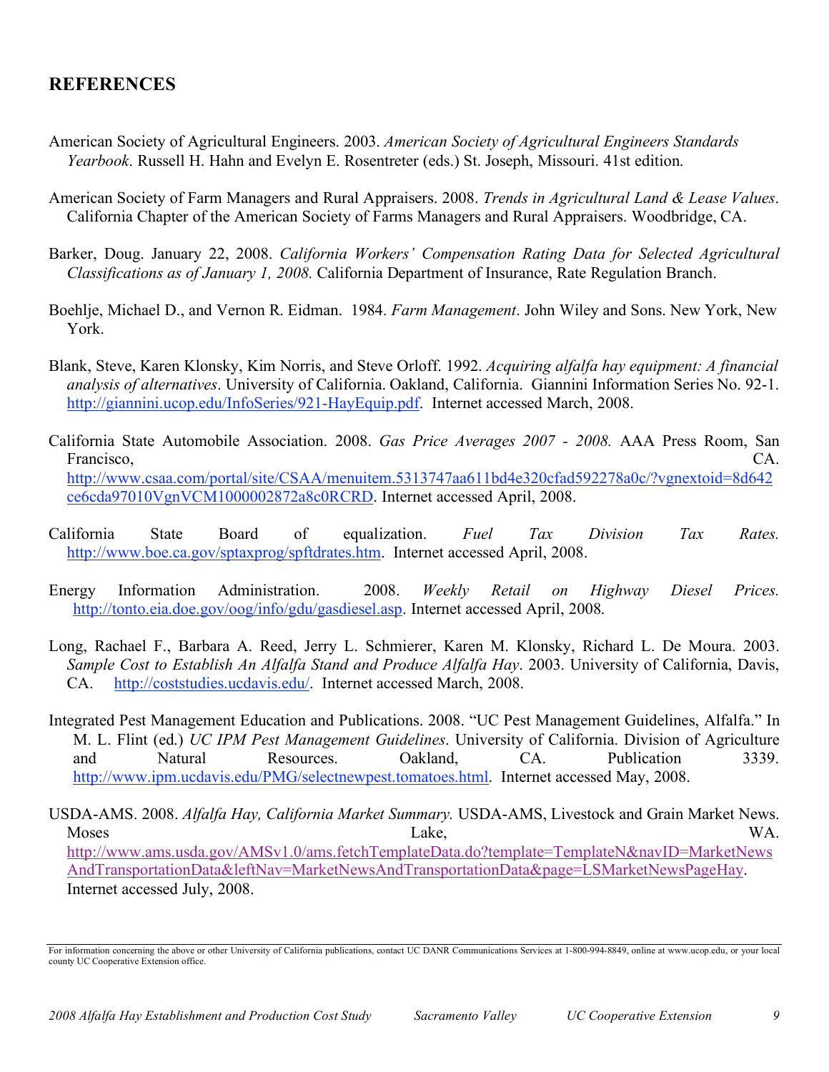## REFERENCES

American Society of Agricultural Engineers. 2003. *American Society of Agricultural Engineers Standards Yearbook*. Russell H. Hahn and Evelyn E. Rosentreter (eds.) St. Joseph, Missouri. 41st edition.

American Society of Farm Managers and Rural Appraisers. 2008. *Trends in Agricultural Land & Lease Values*. California Chapter of the American Society of Farms Managers and Rural Appraisers. Woodbridge, CA.

Barker, Doug. January 22, 2008. *California Workers' Compensation Rating Data for Selected Agricultural Classifications as of January 1, 2008.* California Department of Insurance, Rate Regulation Branch.

Boehlje, Michael D., and Vernon R. Eidman. 1984. *Farm Management*. John Wiley and Sons. New York, New York.

Blank, Steve, Karen Klonsky, Kim Norris, and Steve Orloff. 1992. *Acquiring alfalfa hay equipment: A financial analysis of alternatives*. University of California. Oakland, California. Giannini Information Series No. 92-1. http://giannini.ucop.edu/InfoSeries/921-HayEquip.pdf. Internet accessed March, 2008.

California State Automobile Association. 2008. *Gas Price Averages 2007 - 2008.* AAA Press Room, San Francisco, CA. http://www.csaa.com/portal/site/CSAA/menuitem.5313747aa611bd4e320cfad592278a0c/?vgnextoid=8d642ce6cda97010VgnVCM1000002872a8c0RCRD. Internet accessed April, 2008.

California State Board of equalization. *Fuel Tax Division Tax Rates.* http://www.boe.ca.gov/sptaxprog/spftdrates.htm. Internet accessed April, 2008.

Energy Information Administration. 2008. *Weekly Retail on Highway Diesel Prices.* http://tonto.eia.doe.gov/oog/info/gdu/gasdiesel.asp. Internet accessed April, 2008.

Long, Rachael F., Barbara A. Reed, Jerry L. Schmierer, Karen M. Klonsky, Richard L. De Moura. 2003. *Sample Cost to Establish An Alfalfa Stand and Produce Alfalfa Hay*. 2003. University of California, Davis, CA. http://coststudies.ucdavis.edu/. Internet accessed March, 2008.

Integrated Pest Management Education and Publications. 2008. "UC Pest Management Guidelines, Alfalfa." In M. L. Flint (ed.) *UC IPM Pest Management Guidelines*. University of California. Division of Agriculture and Natural Resources. Oakland, CA. Publication 3339. http://www.ipm.ucdavis.edu/PMG/selectnewpest.tomatoes.html. Internet accessed May, 2008.

USDA-AMS. 2008. *Alfalfa Hay, California Market Summary.* USDA-AMS, Livestock and Grain Market News. Moses Lake, WA. http://www.ams.usda.gov/AMSv1.0/ams.fetchTemplateData.do?template=TemplateN&navID=MarketNewsAndTransportationData&leftNav=MarketNewsAndTransportationData&page=LSMarketNewsPageHay. Internet accessed July, 2008.

For information concerning the above or other University of California publications, contact UC DANR Communications Services at 1-800-994-8849, online at www.ucop.edu, or your local county UC Cooperative Extension office.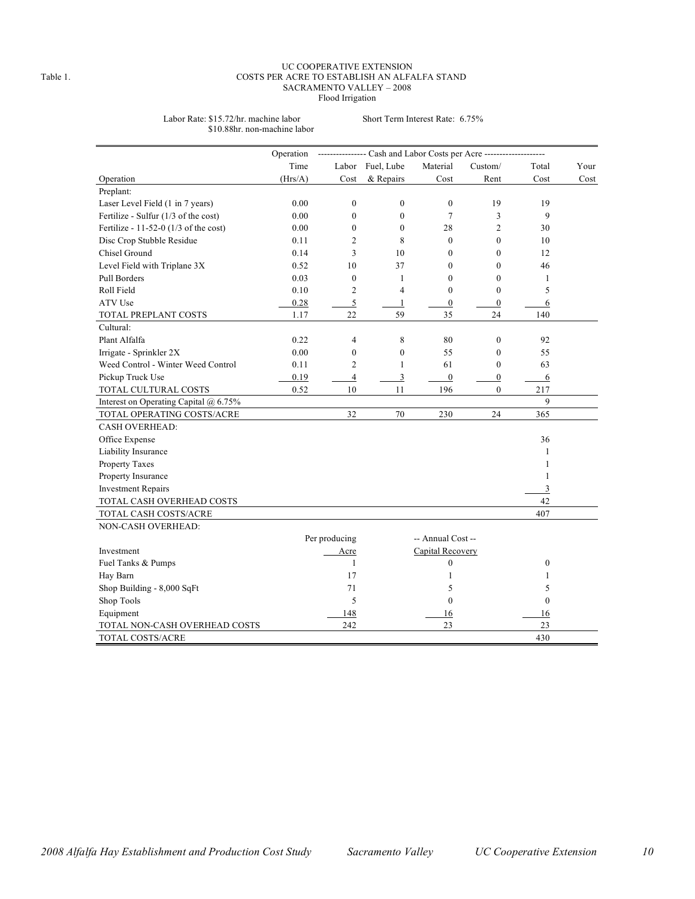Table 1.

# UC COOPERATIVE EXTENSION
## COSTS PER ACRE TO ESTABLISH AN ALFALFA STAND
## SACRAMENTO VALLEY – 2008
### Flood Irrigation

Labor Rate: $15.72/hr. machine labor
$10.88hr. non-machine labor

Short Term Interest Rate: 6.75%

| Operation | Operation Time (Hrs/A) | Labor Cost | Fuel, Lube & Repairs | Material Cost | Custom/ Rent | Total Cost | Your Cost |
|---|---|---|---|---|---|---|---|
| Preplant: | | | | | | | |
| Laser Level Field (1 in 7 years) | 0.00 | 0 | 0 | 0 | 19 | 19 | |
| Fertilize - Sulfur (1/3 of the cost) | 0.00 | 0 | 0 | 7 | 3 | 9 | |
| Fertilize - 11-52-0 (1/3 of the cost) | 0.00 | 0 | 0 | 28 | 2 | 30 | |
| Disc Crop Stubble Residue | 0.11 | 2 | 8 | 0 | 0 | 10 | |
| Chisel Ground | 0.14 | 3 | 10 | 0 | 0 | 12 | |
| Level Field with Triplane 3X | 0.52 | 10 | 37 | 0 | 0 | 46 | |
| Pull Borders | 0.03 | 0 | 1 | 0 | 0 | 1 | |
| Roll Field | 0.10 | 2 | 4 | 0 | 0 | 5 | |
| ATV Use | 0.28 | 5 | 1 | 0 | 0 | 6 | |
| TOTAL PREPLANT COSTS | 1.17 | 22 | 59 | 35 | 24 | 140 | |
| Cultural: | | | | | | | |
| Plant Alfalfa | 0.22 | 4 | 8 | 80 | 0 | 92 | |
| Irrigate - Sprinkler 2X | 0.00 | 0 | 0 | 55 | 0 | 55 | |
| Weed Control - Winter Weed Control | 0.11 | 2 | 1 | 61 | 0 | 63 | |
| Pickup Truck Use | 0.19 | 4 | 3 | 0 | 0 | 6 | |
| TOTAL CULTURAL COSTS | 0.52 | 10 | 11 | 196 | 0 | 217 | |
| Interest on Operating Capital @ 6.75% | | | | | | 9 | |
| TOTAL OPERATING COSTS/ACRE | | 32 | 70 | 230 | 24 | 365 | |
| CASH OVERHEAD: | | | | | | | |
| Office Expense | | | | | | 36 | |
| Liability Insurance | | | | | | 1 | |
| Property Taxes | | | | | | 1 | |
| Property Insurance | | | | | | 1 | |
| Investment Repairs | | | | | | 3 | |
| TOTAL CASH OVERHEAD COSTS | | | | | | 42 | |
| TOTAL CASH COSTS/ACRE | | | | | | 407 | |
| NON-CASH OVERHEAD: | | | | | | | |
| Investment | | Per producing Acre | | -- Annual Cost -- Capital Recovery | | | |
| Fuel Tanks & Pumps | | 1 | | 0 | | 0 | |
| Hay Barn | | 17 | | 1 | | 1 | |
| Shop Building - 8,000 SqFt | | 71 | | 5 | | 5 | |
| Shop Tools | | 5 | | 0 | | 0 | |
| Equipment | | 148 | | 16 | | 16 | |
| TOTAL NON-CASH OVERHEAD COSTS | | 242 | | 23 | | 23 | |
| TOTAL COSTS/ACRE | | | | | | 430 | |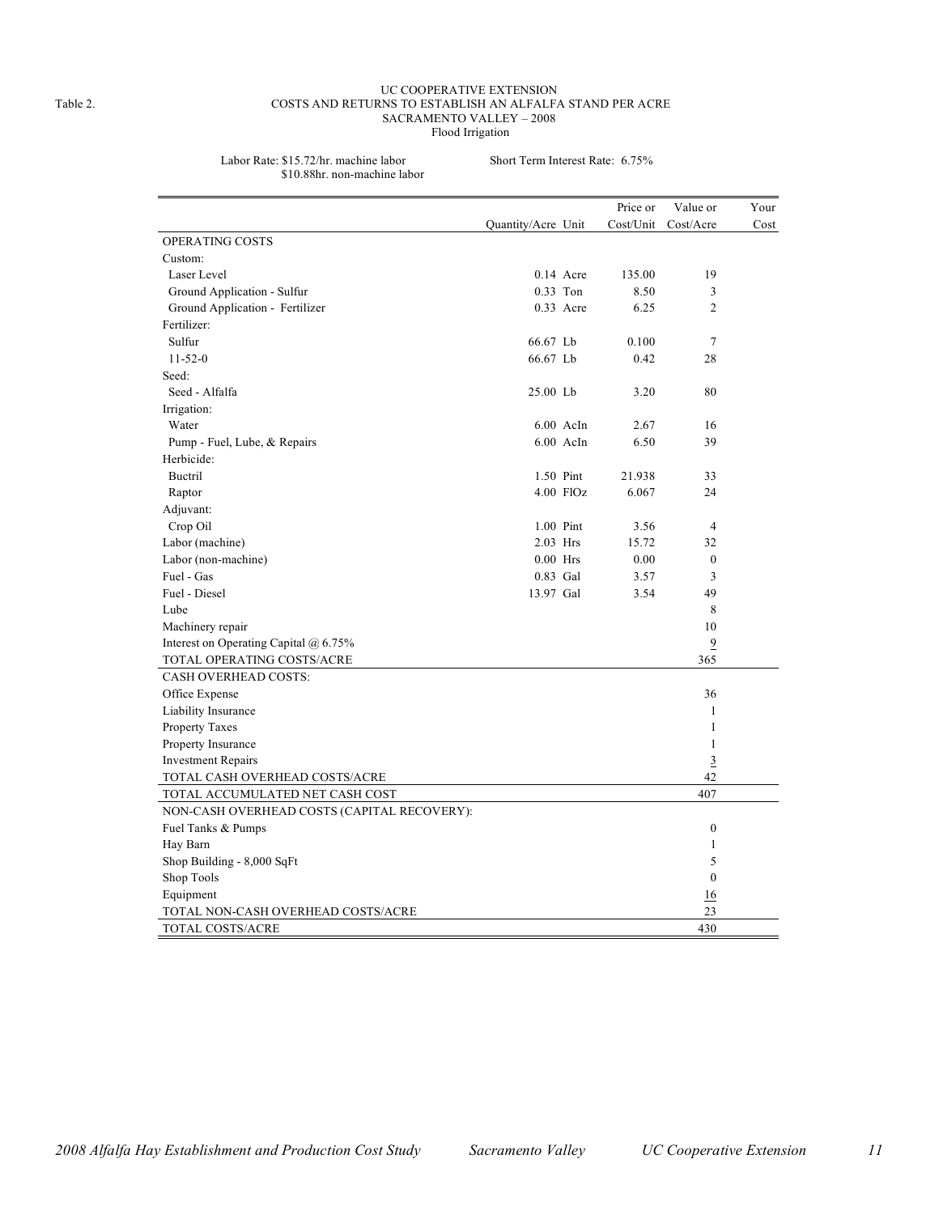Table 2.

UC COOPERATIVE EXTENSION
COSTS AND RETURNS TO ESTABLISH AN ALFALFA STAND PER ACRE
SACRAMENTO VALLEY – 2008
Flood Irrigation

Labor Rate: $15.72/hr. machine labor
$10.88hr. non-machine labor

Short Term Interest Rate: 6.75%

| | Quantity/Acre | Unit | Price or Cost/Unit | Value or Cost/Acre | Your Cost |
|---|---|---|---|---|---|
| OPERATING COSTS | | | | | |
| Custom: | | | | | |
| Laser Level | 0.14 | Acre | 135.00 | 19 | |
| Ground Application - Sulfur | 0.33 | Ton | 8.50 | 3 | |
| Ground Application - Fertilizer | 0.33 | Acre | 6.25 | 2 | |
| Fertilizer: | | | | | |
| Sulfur | 66.67 | Lb | 0.100 | 7 | |
| 11-52-0 | 66.67 | Lb | 0.42 | 28 | |
| Seed: | | | | | |
| Seed - Alfalfa | 25.00 | Lb | 3.20 | 80 | |
| Irrigation: | | | | | |
| Water | 6.00 | AcIn | 2.67 | 16 | |
| Pump - Fuel, Lube, & Repairs | 6.00 | AcIn | 6.50 | 39 | |
| Herbicide: | | | | | |
| Buctril | 1.50 | Pint | 21.938 | 33 | |
| Raptor | 4.00 | FlOz | 6.067 | 24 | |
| Adjuvant: | | | | | |
| Crop Oil | 1.00 | Pint | 3.56 | 4 | |
| Labor (machine) | 2.03 | Hrs | 15.72 | 32 | |
| Labor (non-machine) | 0.00 | Hrs | 0.00 | 0 | |
| Fuel - Gas | 0.83 | Gal | 3.57 | 3 | |
| Fuel - Diesel | 13.97 | Gal | 3.54 | 49 | |
| Lube | | | | 8 | |
| Machinery repair | | | | 10 | |
| Interest on Operating Capital @ 6.75% | | | | 9 | |
| TOTAL OPERATING COSTS/ACRE | | | | 365 | |
| CASH OVERHEAD COSTS: | | | | | |
| Office Expense | | | | 36 | |
| Liability Insurance | | | | 1 | |
| Property Taxes | | | | 1 | |
| Property Insurance | | | | 1 | |
| Investment Repairs | | | | 3 | |
| TOTAL CASH OVERHEAD COSTS/ACRE | | | | 42 | |
| TOTAL ACCUMULATED NET CASH COST | | | | 407 | |
| NON-CASH OVERHEAD COSTS (CAPITAL RECOVERY): | | | | | |
| Fuel Tanks & Pumps | | | | 0 | |
| Hay Barn | | | | 1 | |
| Shop Building - 8,000 SqFt | | | | 5 | |
| Shop Tools | | | | 0 | |
| Equipment | | | | 16 | |
| TOTAL NON-CASH OVERHEAD COSTS/ACRE | | | | 23 | |
| TOTAL COSTS/ACRE | | | | 430 | |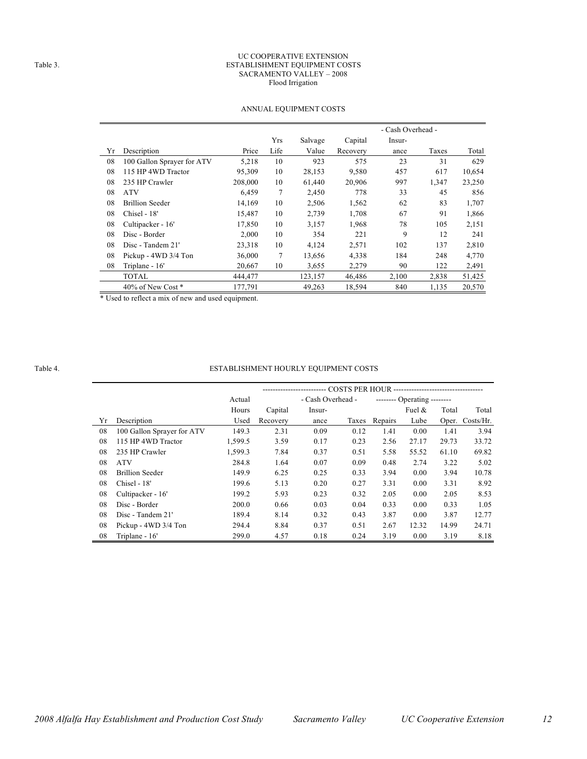Table 3.

UC COOPERATIVE EXTENSION
ESTABLISHMENT EQUIPMENT COSTS
SACRAMENTO VALLEY – 2008
Flood Irrigation

ANNUAL EQUIPMENT COSTS

| | | | | | | - Cash Overhead - | | |
|---|---|---|---|---|---|---|---|---|
| Yr | Description | Price | Yrs Life | Salvage Value | Capital Recovery | Insur-ance | Taxes | Total |
| 08 | 100 Gallon Sprayer for ATV | 5,218 | 10 | 923 | 575 | 23 | 31 | 629 |
| 08 | 115 HP 4WD Tractor | 95,309 | 10 | 28,153 | 9,580 | 457 | 617 | 10,654 |
| 08 | 235 HP Crawler | 208,000 | 10 | 61,440 | 20,906 | 997 | 1,347 | 23,250 |
| 08 | ATV | 6,459 | 7 | 2,450 | 778 | 33 | 45 | 856 |
| 08 | Brillion Seeder | 14,169 | 10 | 2,506 | 1,562 | 62 | 83 | 1,707 |
| 08 | Chisel - 18' | 15,487 | 10 | 2,739 | 1,708 | 67 | 91 | 1,866 |
| 08 | Cultipacker - 16' | 17,850 | 10 | 3,157 | 1,968 | 78 | 105 | 2,151 |
| 08 | Disc - Border | 2,000 | 10 | 354 | 221 | 9 | 12 | 241 |
| 08 | Disc - Tandem 21' | 23,318 | 10 | 4,124 | 2,571 | 102 | 137 | 2,810 |
| 08 | Pickup - 4WD 3/4 Ton | 36,000 | 7 | 13,656 | 4,338 | 184 | 248 | 4,770 |
| 08 | Triplane - 16' | 20,667 | 10 | 3,655 | 2,279 | 90 | 122 | 2,491 |
| | TOTAL | 444,477 | | 123,157 | 46,486 | 2,100 | 2,838 | 51,425 |
| | 40% of New Cost * | 177,791 | | 49,263 | 18,594 | 840 | 1,135 | 20,570 |

* Used to reflect a mix of new and used equipment.

Table 4.

ESTABLISHMENT HOURLY EQUIPMENT COSTS

| | | | COSTS PER HOUR | | | | | | |
|---|---|---|---|---|---|---|---|---|---|
| | | | | - Cash Overhead - | | Operating | | | |
| Yr | Description | Actual Hours Used | Capital Recovery | Insur-ance | Taxes | Repairs | Fuel & Lube | Total Oper. | Total Costs/Hr. |
| 08 | 100 Gallon Sprayer for ATV | 149.3 | 2.31 | 0.09 | 0.12 | 1.41 | 0.00 | 1.41 | 3.94 |
| 08 | 115 HP 4WD Tractor | 1,599.5 | 3.59 | 0.17 | 0.23 | 2.56 | 27.17 | 29.73 | 33.72 |
| 08 | 235 HP Crawler | 1,599.3 | 7.84 | 0.37 | 0.51 | 5.58 | 55.52 | 61.10 | 69.82 |
| 08 | ATV | 284.8 | 1.64 | 0.07 | 0.09 | 0.48 | 2.74 | 3.22 | 5.02 |
| 08 | Brillion Seeder | 149.9 | 6.25 | 0.25 | 0.33 | 3.94 | 0.00 | 3.94 | 10.78 |
| 08 | Chisel - 18' | 199.6 | 5.13 | 0.20 | 0.27 | 3.31 | 0.00 | 3.31 | 8.92 |
| 08 | Cultipacker - 16' | 199.2 | 5.93 | 0.23 | 0.32 | 2.05 | 0.00 | 2.05 | 8.53 |
| 08 | Disc - Border | 200.0 | 0.66 | 0.03 | 0.04 | 0.33 | 0.00 | 0.33 | 1.05 |
| 08 | Disc - Tandem 21' | 189.4 | 8.14 | 0.32 | 0.43 | 3.87 | 0.00 | 3.87 | 12.77 |
| 08 | Pickup - 4WD 3/4 Ton | 294.4 | 8.84 | 0.37 | 0.51 | 2.67 | 12.32 | 14.99 | 24.71 |
| 08 | Triplane - 16' | 299.0 | 4.57 | 0.18 | 0.24 | 3.19 | 0.00 | 3.19 | 8.18 |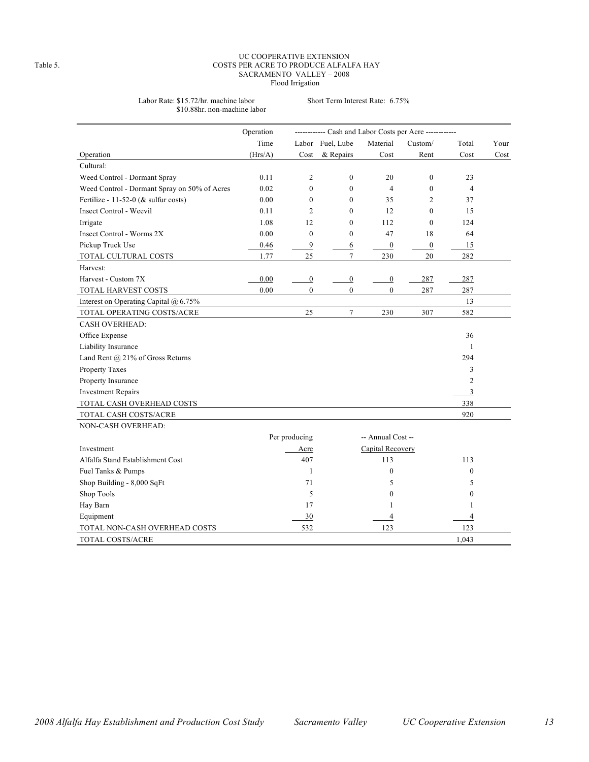Table 5.

# UC COOPERATIVE EXTENSION
## COSTS PER ACRE TO PRODUCE ALFALFA HAY
## SACRAMENTO VALLEY – 2008
### Flood Irrigation

Labor Rate: $15.72/hr. machine labor
$10.88hr. non-machine labor

Short Term Interest Rate: 6.75%

| Operation | Operation Time (Hrs/A) | Labor Cost | Fuel, Lube & Repairs | Material Cost | Custom/ Rent | Total Cost | Your Cost |
|---|---|---|---|---|---|---|---|
| | | ------------ Cash and Labor Costs per Acre ------------ | | | | | |
| Cultural: | | | | | | | |
| Weed Control - Dormant Spray | 0.11 | 2 | 0 | 20 | 0 | 23 | |
| Weed Control - Dormant Spray on 50% of Acres | 0.02 | 0 | 0 | 4 | 0 | 4 | |
| Fertilize - 11-52-0 (& sulfur costs) | 0.00 | 0 | 0 | 35 | 2 | 37 | |
| Insect Control - Weevil | 0.11 | 2 | 0 | 12 | 0 | 15 | |
| Irrigate | 1.08 | 12 | 0 | 112 | 0 | 124 | |
| Insect Control - Worms 2X | 0.00 | 0 | 0 | 47 | 18 | 64 | |
| Pickup Truck Use | 0.46 | 9 | 6 | 0 | 0 | 15 | |
| TOTAL CULTURAL COSTS | 1.77 | 25 | 7 | 230 | 20 | 282 | |
| Harvest: | | | | | | | |
| Harvest - Custom 7X | 0.00 | 0 | 0 | 0 | 287 | 287 | |
| TOTAL HARVEST COSTS | 0.00 | 0 | 0 | 0 | 287 | 287 | |
| Interest on Operating Capital @ 6.75% | | | | | | 13 | |
| TOTAL OPERATING COSTS/ACRE | | 25 | 7 | 230 | 307 | 582 | |
| CASH OVERHEAD: | | | | | | | |
| Office Expense | | | | | | 36 | |
| Liability Insurance | | | | | | 1 | |
| Land Rent @ 21% of Gross Returns | | | | | | 294 | |
| Property Taxes | | | | | | 3 | |
| Property Insurance | | | | | | 2 | |
| Investment Repairs | | | | | | 3 | |
| TOTAL CASH OVERHEAD COSTS | | | | | | 338 | |
| TOTAL CASH COSTS/ACRE | | | | | | 920 | |
| NON-CASH OVERHEAD: | | | | | | | |
| | | Per producing | | -- Annual Cost -- | | | |
| Investment | | Acre | | Capital Recovery | | | |
| Alfalfa Stand Establishment Cost | | 407 | | 113 | | 113 | |
| Fuel Tanks & Pumps | | 1 | | 0 | | 0 | |
| Shop Building - 8,000 SqFt | | 71 | | 5 | | 5 | |
| Shop Tools | | 5 | | 0 | | 0 | |
| Hay Barn | | 17 | | 1 | | 1 | |
| Equipment | | 30 | | 4 | | 4 | |
| TOTAL NON-CASH OVERHEAD COSTS | | 532 | | 123 | | 123 | |
| TOTAL COSTS/ACRE | | | | | | 1,043 | |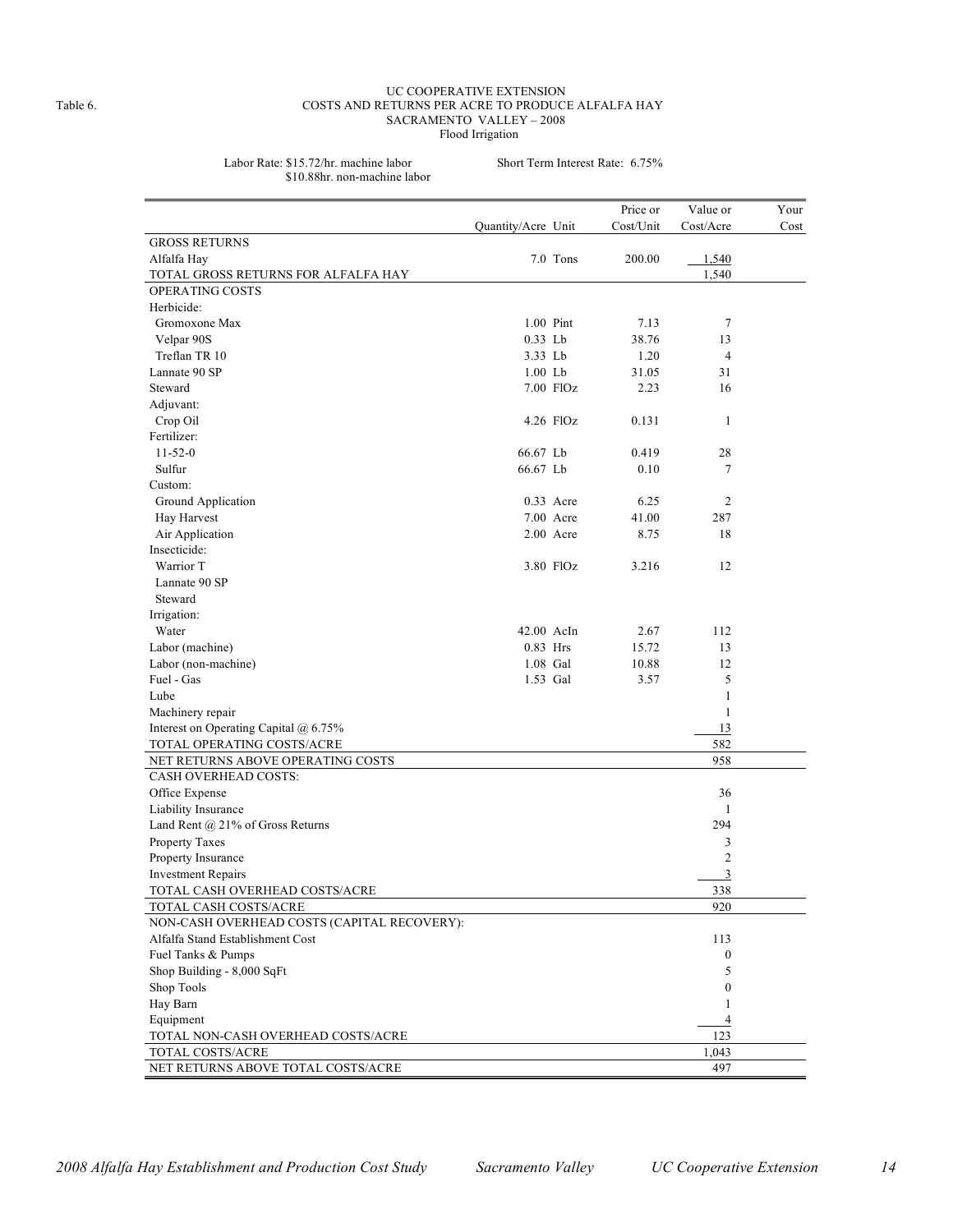Table 6.

# UC COOPERATIVE EXTENSION
## COSTS AND RETURNS PER ACRE TO PRODUCE ALFALFA HAY
### SACRAMENTO VALLEY – 2008
Flood Irrigation

Labor Rate: $15.72/hr. machine labor
$10.88hr. non-machine labor

Short Term Interest Rate: 6.75%

| | Quantity/Acre | Unit | Price or Cost/Unit | Value or Cost/Acre | Your Cost |
|---|---|---|---|---|---|
| GROSS RETURNS | | | | | |
| Alfalfa Hay | 7.0 | Tons | 200.00 | 1,540 | |
| TOTAL GROSS RETURNS FOR ALFALFA HAY | | | | 1,540 | |
| OPERATING COSTS | | | | | |
| Herbicide: | | | | | |
| Gromoxone Max | 1.00 | Pint | 7.13 | 7 | |
| Velpar 90S | 0.33 | Lb | 38.76 | 13 | |
| Treflan TR 10 | 3.33 | Lb | 1.20 | 4 | |
| Lannate 90 SP | 1.00 | Lb | 31.05 | 31 | |
| Steward | 7.00 | FlOz | 2.23 | 16 | |
| Adjuvant: | | | | | |
| Crop Oil | 4.26 | FlOz | 0.131 | 1 | |
| Fertilizer: | | | | | |
| 11-52-0 | 66.67 | Lb | 0.419 | 28 | |
| Sulfur | 66.67 | Lb | 0.10 | 7 | |
| Custom: | | | | | |
| Ground Application | 0.33 | Acre | 6.25 | 2 | |
| Hay Harvest | 7.00 | Acre | 41.00 | 287 | |
| Air Application | 2.00 | Acre | 8.75 | 18 | |
| Insecticide: | | | | | |
| Warrior T | 3.80 | FlOz | 3.216 | 12 | |
| Lannate 90 SP | | | | | |
| Steward | | | | | |
| Irrigation: | | | | | |
| Water | 42.00 | AcIn | 2.67 | 112 | |
| Labor (machine) | 0.83 | Hrs | 15.72 | 13 | |
| Labor (non-machine) | 1.08 | Gal | 10.88 | 12 | |
| Fuel - Gas | 1.53 | Gal | 3.57 | 5 | |
| Lube | | | | 1 | |
| Machinery repair | | | | 1 | |
| Interest on Operating Capital @ 6.75% | | | | 13 | |
| TOTAL OPERATING COSTS/ACRE | | | | 582 | |
| NET RETURNS ABOVE OPERATING COSTS | | | | 958 | |
| CASH OVERHEAD COSTS: | | | | | |
| Office Expense | | | | 36 | |
| Liability Insurance | | | | 1 | |
| Land Rent @ 21% of Gross Returns | | | | 294 | |
| Property Taxes | | | | 3 | |
| Property Insurance | | | | 2 | |
| Investment Repairs | | | | 3 | |
| TOTAL CASH OVERHEAD COSTS/ACRE | | | | 338 | |
| TOTAL CASH COSTS/ACRE | | | | 920 | |
| NON-CASH OVERHEAD COSTS (CAPITAL RECOVERY): | | | | | |
| Alfalfa Stand Establishment Cost | | | | 113 | |
| Fuel Tanks & Pumps | | | | 0 | |
| Shop Building - 8,000 SqFt | | | | 5 | |
| Shop Tools | | | | 0 | |
| Hay Barn | | | | 1 | |
| Equipment | | | | 4 | |
| TOTAL NON-CASH OVERHEAD COSTS/ACRE | | | | 123 | |
| TOTAL COSTS/ACRE | | | | 1,043 | |
| NET RETURNS ABOVE TOTAL COSTS/ACRE | | | | 497 | |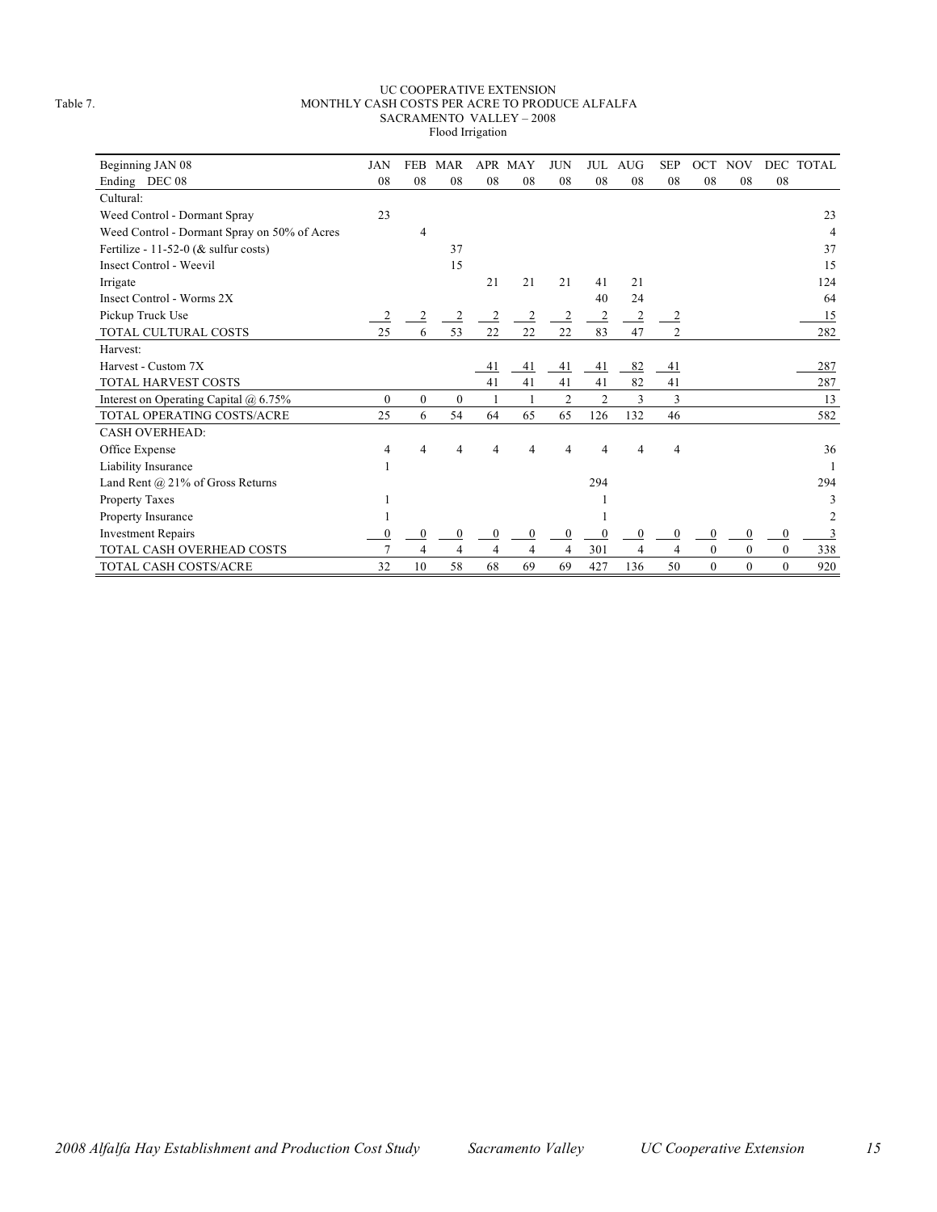Table 7.

UC COOPERATIVE EXTENSION
MONTHLY CASH COSTS PER ACRE TO PRODUCE ALFALFA
SACRAMENTO VALLEY – 2008
Flood Irrigation

| Beginning JAN 08<br>Ending DEC 08 | JAN<br>08 | FEB<br>08 | MAR<br>08 | APR<br>08 | MAY<br>08 | JUN<br>08 | JUL<br>08 | AUG<br>08 | SEP<br>08 | OCT<br>08 | NOV<br>08 | DEC<br>08 | TOTAL |
|---|---|---|---|---|---|---|---|---|---|---|---|---|---|
| Cultural: | | | | | | | | | | | | | |
| Weed Control - Dormant Spray | 23 | | | | | | | | | | | | 23 |
| Weed Control - Dormant Spray on 50% of Acres | | 4 | | | | | | | | | | | 4 |
| Fertilize - 11-52-0 (& sulfur costs) | | | 37 | | | | | | | | | | 37 |
| Insect Control - Weevil | | | 15 | | | | | | | | | | 15 |
| Irrigate | | | | 21 | 21 | 21 | 41 | 21 | | | | | 124 |
| Insect Control - Worms 2X | | | | | | | 40 | 24 | | | | | 64 |
| Pickup Truck Use | 2 | 2 | 2 | 2 | 2 | 2 | 2 | 2 | 2 | | | | 15 |
| TOTAL CULTURAL COSTS | 25 | 6 | 53 | 22 | 22 | 22 | 83 | 47 | 2 | | | | 282 |
| Harvest: | | | | | | | | | | | | | |
| Harvest - Custom 7X | | | | 41 | 41 | 41 | 41 | 82 | 41 | | | | 287 |
| TOTAL HARVEST COSTS | | | | 41 | 41 | 41 | 41 | 82 | 41 | | | | 287 |
| Interest on Operating Capital @ 6.75% | 0 | 0 | 0 | 1 | 1 | 2 | 2 | 3 | 3 | | | | 13 |
| TOTAL OPERATING COSTS/ACRE | 25 | 6 | 54 | 64 | 65 | 65 | 126 | 132 | 46 | | | | 582 |
| CASH OVERHEAD: | | | | | | | | | | | | | |
| Office Expense | 4 | 4 | 4 | 4 | 4 | 4 | 4 | 4 | 4 | | | | 36 |
| Liability Insurance | 1 | | | | | | | | | | | | 1 |
| Land Rent @ 21% of Gross Returns | | | | | | | 294 | | | | | | 294 |
| Property Taxes | 1 | | | | | | 1 | | | | | | 3 |
| Property Insurance | 1 | | | | | | 1 | | | | | | 2 |
| Investment Repairs | 0 | 0 | 0 | 0 | 0 | 0 | 0 | 0 | 0 | 0 | 0 | 0 | 3 |
| TOTAL CASH OVERHEAD COSTS | 7 | 4 | 4 | 4 | 4 | 4 | 301 | 4 | 4 | 0 | 0 | 0 | 338 |
| TOTAL CASH COSTS/ACRE | 32 | 10 | 58 | 68 | 69 | 69 | 427 | 136 | 50 | 0 | 0 | 0 | 920 |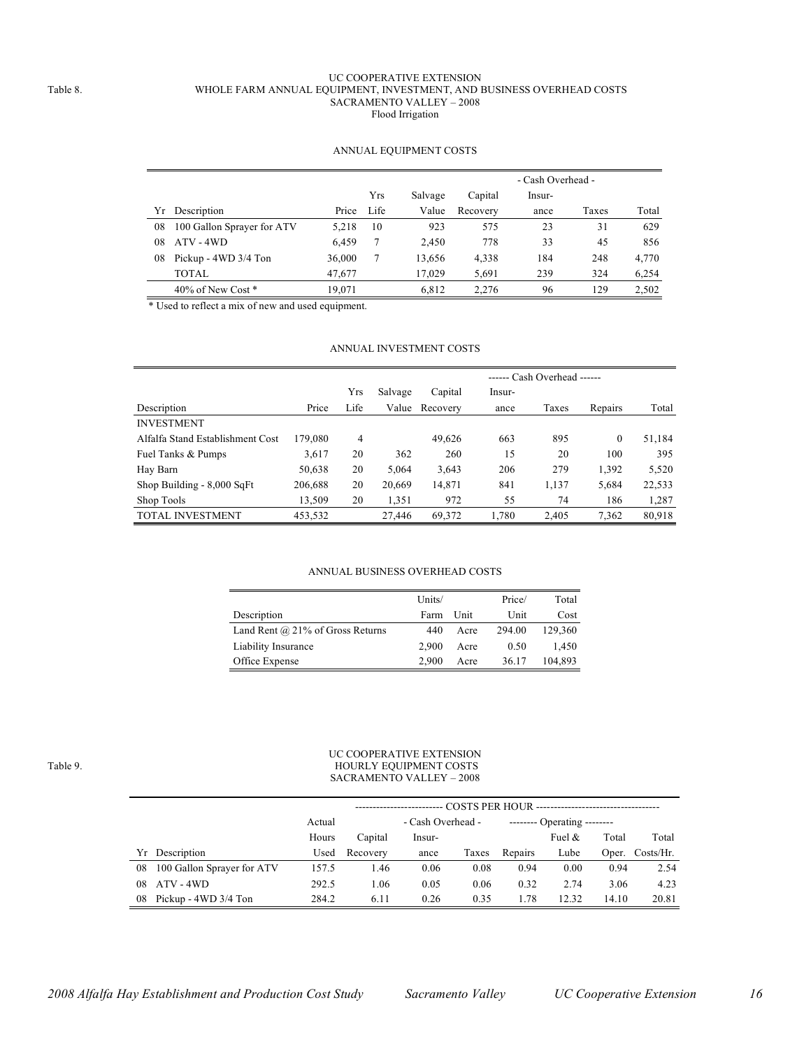Table 8.

UC COOPERATIVE EXTENSION
WHOLE FARM ANNUAL EQUIPMENT, INVESTMENT, AND BUSINESS OVERHEAD COSTS
SACRAMENTO VALLEY – 2008
Flood Irrigation

### ANNUAL EQUIPMENT COSTS

| | | | | | | - Cash Overhead - | | |
|---|---|---|---|---|---|---|---|---|
| | | | Yrs | Salvage | Capital | Insur- | | |
| Yr | Description | Price | Life | Value | Recovery | ance | Taxes | Total |
| 08 | 100 Gallon Sprayer for ATV | 5,218 | 10 | 923 | 575 | 23 | 31 | 629 |
| 08 | ATV - 4WD | 6,459 | 7 | 2,450 | 778 | 33 | 45 | 856 |
| 08 | Pickup - 4WD 3/4 Ton | 36,000 | 7 | 13,656 | 4,338 | 184 | 248 | 4,770 |
| | TOTAL | 47,677 | | 17,029 | 5,691 | 239 | 324 | 6,254 |
| | 40% of New Cost * | 19,071 | | 6,812 | 2,276 | 96 | 129 | 2,502 |

* Used to reflect a mix of new and used equipment.

### ANNUAL INVESTMENT COSTS

| | | | | | ------ Cash Overhead ------ | | | |
|---|---|---|---|---|---|---|---|---|
| | | Yrs | Salvage | Capital | Insur- | | | |
| Description | Price | Life | Value | Recovery | ance | Taxes | Repairs | Total |
| INVESTMENT | | | | | | | | |
| Alfalfa Stand Establishment Cost | 179,080 | 4 | | 49,626 | 663 | 895 | 0 | 51,184 |
| Fuel Tanks & Pumps | 3,617 | 20 | 362 | 260 | 15 | 20 | 100 | 395 |
| Hay Barn | 50,638 | 20 | 5,064 | 3,643 | 206 | 279 | 1,392 | 5,520 |
| Shop Building - 8,000 SqFt | 206,688 | 20 | 20,669 | 14,871 | 841 | 1,137 | 5,684 | 22,533 |
| Shop Tools | 13,509 | 20 | 1,351 | 972 | 55 | 74 | 186 | 1,287 |
| TOTAL INVESTMENT | 453,532 | | 27,446 | 69,372 | 1,780 | 2,405 | 7,362 | 80,918 |

### ANNUAL BUSINESS OVERHEAD COSTS

| | Units/ | | Price/ | Total |
|---|---|---|---|---|
| Description | Farm | Unit | Unit | Cost |
| Land Rent @ 21% of Gross Returns | 440 | Acre | 294.00 | 129,360 |
| Liability Insurance | 2,900 | Acre | 0.50 | 1,450 |
| Office Expense | 2,900 | Acre | 36.17 | 104,893 |

Table 9.

UC COOPERATIVE EXTENSION
HOURLY EQUIPMENT COSTS
SACRAMENTO VALLEY – 2008

| | | | ---------- COSTS PER HOUR ---------- | | | | | | |
|---|---|---|---|---|---|---|---|---|---|
| | | Actual | | - Cash Overhead - | | -------- Operating -------- | | | |
| | | Hours | Capital | Insur- | | | Fuel & | Total | Total |
| Yr | Description | Used | Recovery | ance | Taxes | Repairs | Lube | Oper. | Costs/Hr. |
| 08 | 100 Gallon Sprayer for ATV | 157.5 | 1.46 | 0.06 | 0.08 | 0.94 | 0.00 | 0.94 | 2.54 |
| 08 | ATV - 4WD | 292.5 | 1.06 | 0.05 | 0.06 | 0.32 | 2.74 | 3.06 | 4.23 |
| 08 | Pickup - 4WD 3/4 Ton | 284.2 | 6.11 | 0.26 | 0.35 | 1.78 | 12.32 | 14.10 | 20.81 |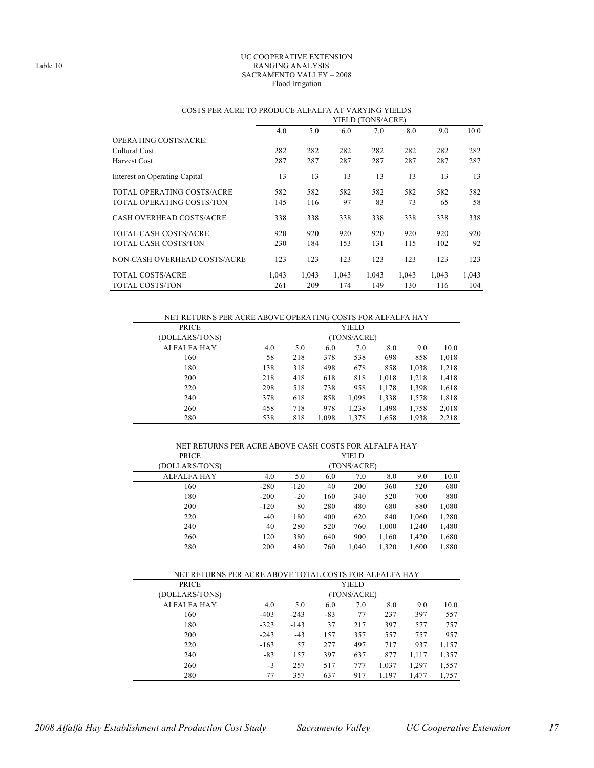Table 10.

# UC COOPERATIVE EXTENSION
## RANGING ANALYSIS
## SACRAMENTO VALLEY – 2008
### Flood Irrigation

COSTS PER ACRE TO PRODUCE ALFALFA AT VARYING YIELDS

| | YIELD (TONS/ACRE) | | | | | | |
|---|---|---|---|---|---|---|---|
| | 4.0 | 5.0 | 6.0 | 7.0 | 8.0 | 9.0 | 10.0 |
| OPERATING COSTS/ACRE: | | | | | | | |
| Cultural Cost | 282 | 282 | 282 | 282 | 282 | 282 | 282 |
| Harvest Cost | 287 | 287 | 287 | 287 | 287 | 287 | 287 |
| Interest on Operating Capital | 13 | 13 | 13 | 13 | 13 | 13 | 13 |
| TOTAL OPERATING COSTS/ACRE | 582 | 582 | 582 | 582 | 582 | 582 | 582 |
| TOTAL OPERATING COSTS/TON | 145 | 116 | 97 | 83 | 73 | 65 | 58 |
| CASH OVERHEAD COSTS/ACRE | 338 | 338 | 338 | 338 | 338 | 338 | 338 |
| TOTAL CASH COSTS/ACRE | 920 | 920 | 920 | 920 | 920 | 920 | 920 |
| TOTAL CASH COSTS/TON | 230 | 184 | 153 | 131 | 115 | 102 | 92 |
| NON-CASH OVERHEAD COSTS/ACRE | 123 | 123 | 123 | 123 | 123 | 123 | 123 |
| TOTAL COSTS/ACRE | 1,043 | 1,043 | 1,043 | 1,043 | 1,043 | 1,043 | 1,043 |
| TOTAL COSTS/TON | 261 | 209 | 174 | 149 | 130 | 116 | 104 |

NET RETURNS PER ACRE ABOVE OPERATING COSTS FOR ALFALFA HAY

| PRICE (DOLLARS/TONS) | YIELD (TONS/ACRE) | | | | | | |
|---|---|---|---|---|---|---|---|
| ALFALFA HAY | 4.0 | 5.0 | 6.0 | 7.0 | 8.0 | 9.0 | 10.0 |
| 160 | 58 | 218 | 378 | 538 | 698 | 858 | 1,018 |
| 180 | 138 | 318 | 498 | 678 | 858 | 1,038 | 1,218 |
| 200 | 218 | 418 | 618 | 818 | 1,018 | 1,218 | 1,418 |
| 220 | 298 | 518 | 738 | 958 | 1,178 | 1,398 | 1,618 |
| 240 | 378 | 618 | 858 | 1,098 | 1,338 | 1,578 | 1,818 |
| 260 | 458 | 718 | 978 | 1,238 | 1,498 | 1,758 | 2,018 |
| 280 | 538 | 818 | 1,098 | 1,378 | 1,658 | 1,938 | 2,218 |

NET RETURNS PER ACRE ABOVE CASH COSTS FOR ALFALFA HAY

| PRICE (DOLLARS/TONS) | YIELD (TONS/ACRE) | | | | | | |
|---|---|---|---|---|---|---|---|
| ALFALFA HAY | 4.0 | 5.0 | 6.0 | 7.0 | 8.0 | 9.0 | 10.0 |
| 160 | -280 | -120 | 40 | 200 | 360 | 520 | 680 |
| 180 | -200 | -20 | 160 | 340 | 520 | 700 | 880 |
| 200 | -120 | 80 | 280 | 480 | 680 | 880 | 1,080 |
| 220 | -40 | 180 | 400 | 620 | 840 | 1,060 | 1,280 |
| 240 | 40 | 280 | 520 | 760 | 1,000 | 1,240 | 1,480 |
| 260 | 120 | 380 | 640 | 900 | 1,160 | 1,420 | 1,680 |
| 280 | 200 | 480 | 760 | 1,040 | 1,320 | 1,600 | 1,880 |

NET RETURNS PER ACRE ABOVE TOTAL COSTS FOR ALFALFA HAY

| PRICE (DOLLARS/TONS) | YIELD (TONS/ACRE) | | | | | | |
|---|---|---|---|---|---|---|---|
| ALFALFA HAY | 4.0 | 5.0 | 6.0 | 7.0 | 8.0 | 9.0 | 10.0 |
| 160 | -403 | -243 | -83 | 77 | 237 | 397 | 557 |
| 180 | -323 | -143 | 37 | 217 | 397 | 577 | 757 |
| 200 | -243 | -43 | 157 | 357 | 557 | 757 | 957 |
| 220 | -163 | 57 | 277 | 497 | 717 | 937 | 1,157 |
| 240 | -83 | 157 | 397 | 637 | 877 | 1,117 | 1,357 |
| 260 | -3 | 257 | 517 | 777 | 1,037 | 1,297 | 1,557 |
| 280 | 77 | 357 | 637 | 917 | 1,197 | 1,477 | 1,757 |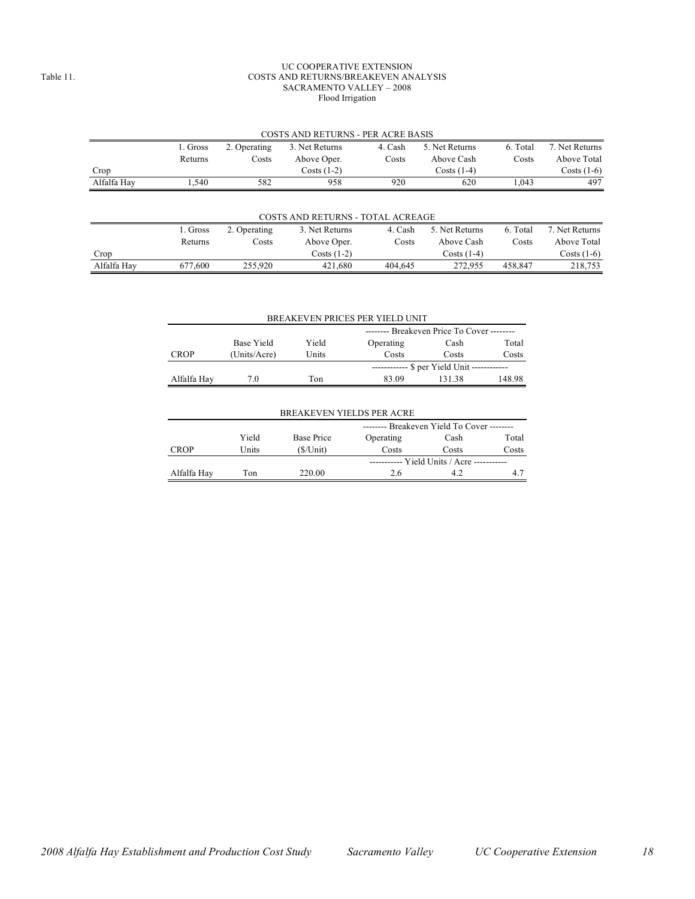Table 11.

UC COOPERATIVE EXTENSION
COSTS AND RETURNS/BREAKEVEN ANALYSIS
SACRAMENTO VALLEY – 2008
Flood Irrigation

COSTS AND RETURNS - PER ACRE BASIS

| Crop | 1. Gross Returns | 2. Operating Costs | 3. Net Returns Above Oper. Costs (1-2) | 4. Cash Costs | 5. Net Returns Above Cash Costs (1-4) | 6. Total Costs | 7. Net Returns Above Total Costs (1-6) |
|---|---|---|---|---|---|---|---|
| Alfalfa Hay | 1,540 | 582 | 958 | 920 | 620 | 1,043 | 497 |

COSTS AND RETURNS - TOTAL ACREAGE

| Crop | 1. Gross Returns | 2. Operating Costs | 3. Net Returns Above Oper. Costs (1-2) | 4. Cash Costs | 5. Net Returns Above Cash Costs (1-4) | 6. Total Costs | 7. Net Returns Above Total Costs (1-6) |
|---|---|---|---|---|---|---|---|
| Alfalfa Hay | 677,600 | 255,920 | 421,680 | 404,645 | 272,955 | 458,847 | 218,753 |

BREAKEVEN PRICES PER YIELD UNIT

| | | | -------- Breakeven Price To Cover -------- | | |
|---|---|---|---|---|---|
| CROP | Base Yield (Units/Acre) | Yield Units | Operating Costs | Cash Costs | Total Costs |
| | | | ------------ $ per Yield Unit ------------ | | |
| Alfalfa Hay | 7.0 | Ton | 83.09 | 131.38 | 148.98 |

BREAKEVEN YIELDS PER ACRE

| | | | -------- Breakeven Yield To Cover -------- | | |
|---|---|---|---|---|---|
| CROP | Yield Units | Base Price ($/Unit) | Operating Costs | Cash Costs | Total Costs |
| | | | ----------- Yield Units / Acre ----------- | | |
| Alfalfa Hay | Ton | 220.00 | 2.6 | 4.2 | 4.7 |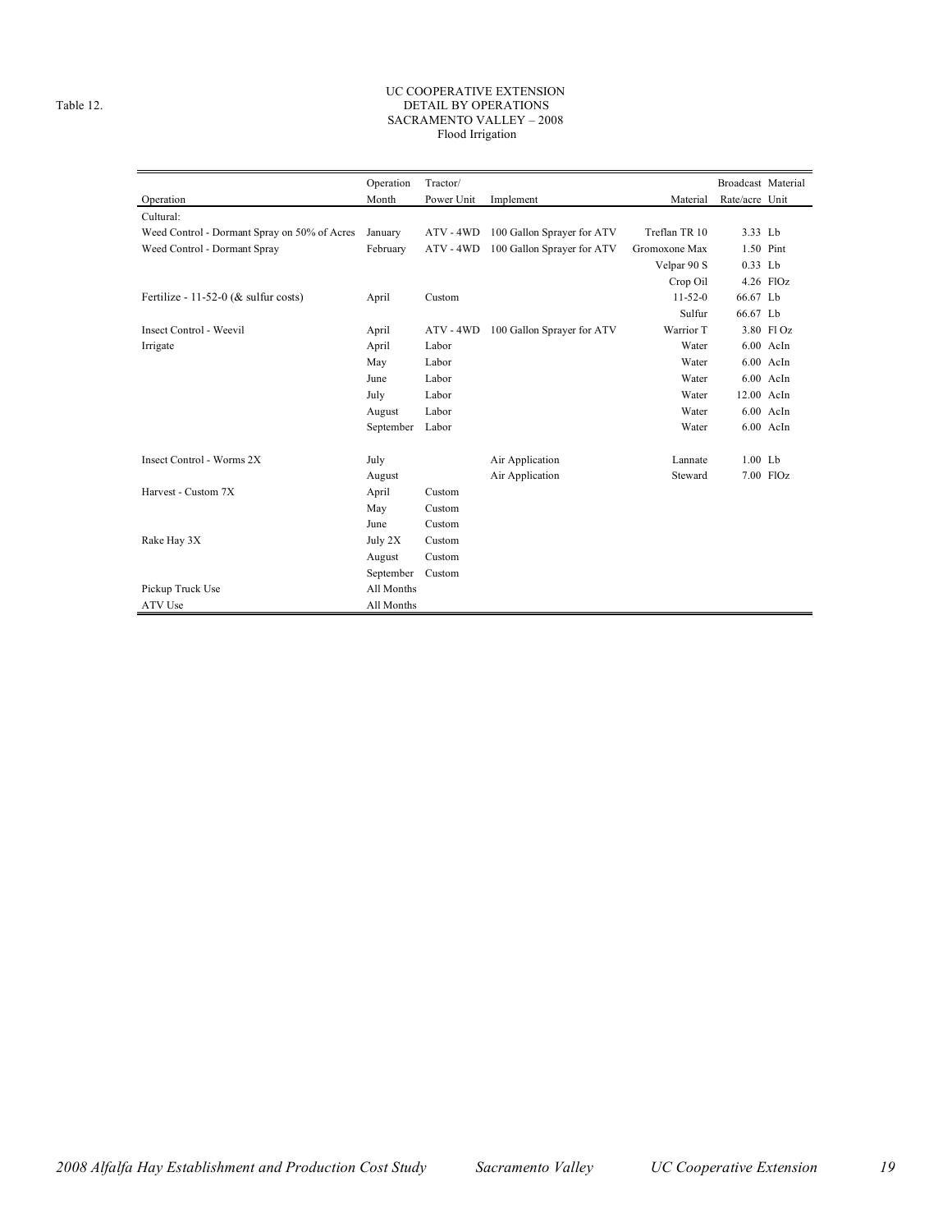Table 12.

UC COOPERATIVE EXTENSION
DETAIL BY OPERATIONS
SACRAMENTO VALLEY – 2008
Flood Irrigation

| Operation | Operation Month | Tractor/ Power Unit | Implement | Material | Broadcast Rate/acre | Material Unit |
|---|---|---|---|---|---|---|
| Cultural: | | | | | | |
| Weed Control - Dormant Spray on 50% of Acres | January | ATV - 4WD | 100 Gallon Sprayer for ATV | Treflan TR 10 | 3.33 | Lb |
| Weed Control - Dormant Spray | February | ATV - 4WD | 100 Gallon Sprayer for ATV | Gromoxone Max | 1.50 | Pint |
| | | | | Velpar 90 S | 0.33 | Lb |
| | | | | Crop Oil | 4.26 | FlOz |
| Fertilize - 11-52-0 (& sulfur costs) | April | Custom | | 11-52-0 | 66.67 | Lb |
| | | | | Sulfur | 66.67 | Lb |
| Insect Control - Weevil | April | ATV - 4WD | 100 Gallon Sprayer for ATV | Warrior T | 3.80 | Fl Oz |
| Irrigate | April | Labor | | Water | 6.00 | AcIn |
| | May | Labor | | Water | 6.00 | AcIn |
| | June | Labor | | Water | 6.00 | AcIn |
| | July | Labor | | Water | 12.00 | AcIn |
| | August | Labor | | Water | 6.00 | AcIn |
| | September | Labor | | Water | 6.00 | AcIn |
| Insect Control - Worms 2X | July | | Air Application | Lannate | 1.00 | Lb |
| | August | | Air Application | Steward | 7.00 | FlOz |
| Harvest - Custom 7X | April | Custom | | | | |
| | May | Custom | | | | |
| | June | Custom | | | | |
| Rake Hay 3X | July 2X | Custom | | | | |
| | August | Custom | | | | |
| | September | Custom | | | | |
| Pickup Truck Use | All Months | | | | | |
| ATV Use | All Months | | | | | |